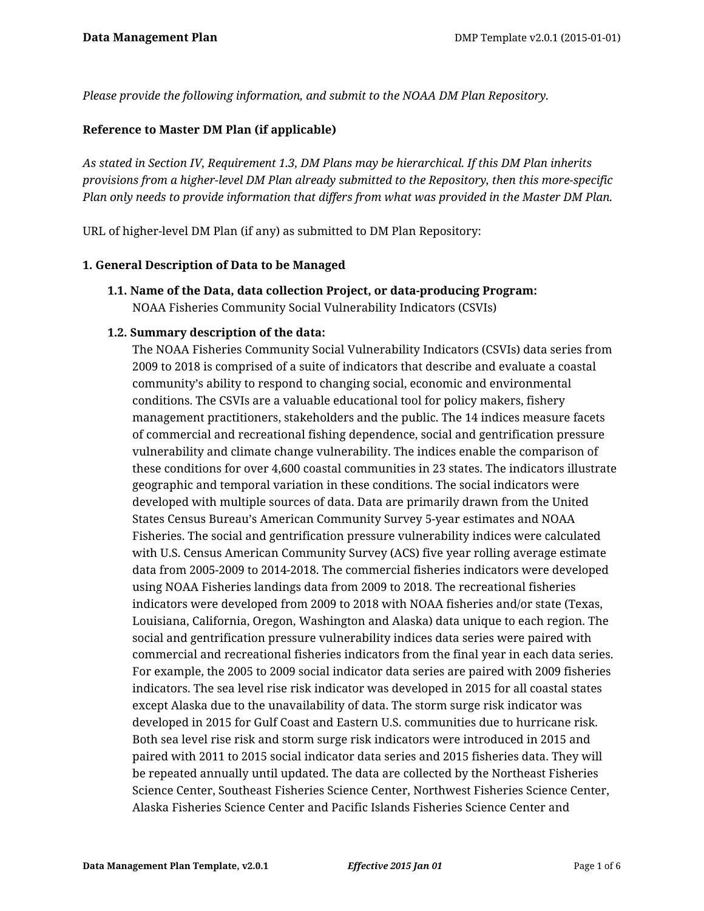*Please provide the following information, and submit to the NOAA DM Plan Repository.*

**Reference to Master DM Plan (if applicable)**

*As stated in Section IV, Requirement 1.3, DM Plans may be hierarchical. If this DM Plan inherits provisions from a higher-level DM Plan already submitted to the Repository, then this more-specific Plan only needs to provide information that differs from what was provided in the Master DM Plan.*

URL of higher-level DM Plan (if any) as submitted to DM Plan Repository:

## 1. General Description of Data to be Managed

### 1.1. Name of the Data, data collection Project, or data-producing Program:

NOAA Fisheries Community Social Vulnerability Indicators (CSVIs)

### 1.2. Summary description of the data:

The NOAA Fisheries Community Social Vulnerability Indicators (CSVIs) data series from 2009 to 2018 is comprised of a suite of indicators that describe and evaluate a coastal community's ability to respond to changing social, economic and environmental conditions. The CSVIs are a valuable educational tool for policy makers, fishery management practitioners, stakeholders and the public. The 14 indices measure facets of commercial and recreational fishing dependence, social and gentrification pressure vulnerability and climate change vulnerability. The indices enable the comparison of these conditions for over 4,600 coastal communities in 23 states. The indicators illustrate geographic and temporal variation in these conditions. The social indicators were developed with multiple sources of data. Data are primarily drawn from the United States Census Bureau's American Community Survey 5-year estimates and NOAA Fisheries. The social and gentrification pressure vulnerability indices were calculated with U.S. Census American Community Survey (ACS) five year rolling average estimate data from 2005-2009 to 2014-2018. The commercial fisheries indicators were developed using NOAA Fisheries landings data from 2009 to 2018. The recreational fisheries indicators were developed from 2009 to 2018 with NOAA fisheries and/or state (Texas, Louisiana, California, Oregon, Washington and Alaska) data unique to each region. The social and gentrification pressure vulnerability indices data series were paired with commercial and recreational fisheries indicators from the final year in each data series. For example, the 2005 to 2009 social indicator data series are paired with 2009 fisheries indicators. The sea level rise risk indicator was developed in 2015 for all coastal states except Alaska due to the unavailability of data. The storm surge risk indicator was developed in 2015 for Gulf Coast and Eastern U.S. communities due to hurricane risk. Both sea level rise risk and storm surge risk indicators were introduced in 2015 and paired with 2011 to 2015 social indicator data series and 2015 fisheries data. They will be repeated annually until updated. The data are collected by the Northeast Fisheries Science Center, Southeast Fisheries Science Center, Northwest Fisheries Science Center, Alaska Fisheries Science Center and Pacific Islands Fisheries Science Center and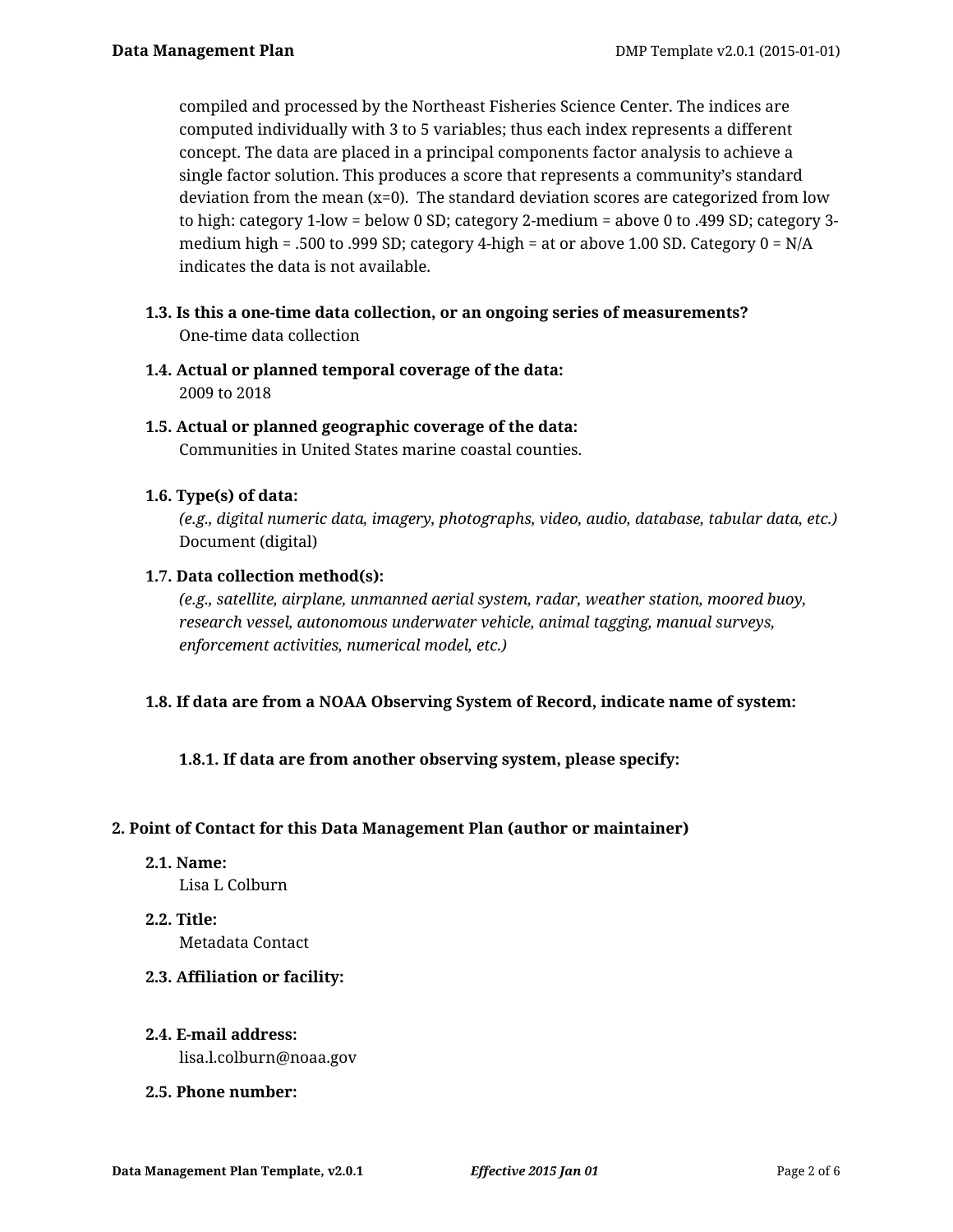compiled and processed by the Northeast Fisheries Science Center. The indices are computed individually with 3 to 5 variables; thus each index represents a different concept. The data are placed in a principal components factor analysis to achieve a single factor solution. This produces a score that represents a community's standard deviation from the mean (x=0). The standard deviation scores are categorized from low to high: category 1-low = below 0 SD; category 2-medium = above 0 to .499 SD; category 3-medium high = .500 to .999 SD; category 4-high = at or above 1.00 SD. Category 0 = N/A indicates the data is not available.

**1.3. Is this a one-time data collection, or an ongoing series of measurements?**
One-time data collection

**1.4. Actual or planned temporal coverage of the data:**
2009 to 2018

**1.5. Actual or planned geographic coverage of the data:**
Communities in United States marine coastal counties.

**1.6. Type(s) of data:**
*(e.g., digital numeric data, imagery, photographs, video, audio, database, tabular data, etc.)*
Document (digital)

**1.7. Data collection method(s):**
*(e.g., satellite, airplane, unmanned aerial system, radar, weather station, moored buoy, research vessel, autonomous underwater vehicle, animal tagging, manual surveys, enforcement activities, numerical model, etc.)*

**1.8. If data are from a NOAA Observing System of Record, indicate name of system:**

**1.8.1. If data are from another observing system, please specify:**

## 2. Point of Contact for this Data Management Plan (author or maintainer)

**2.1. Name:**
Lisa L Colburn

**2.2. Title:**
Metadata Contact

**2.3. Affiliation or facility:**

**2.4. E-mail address:**
lisa.l.colburn@noaa.gov

**2.5. Phone number:**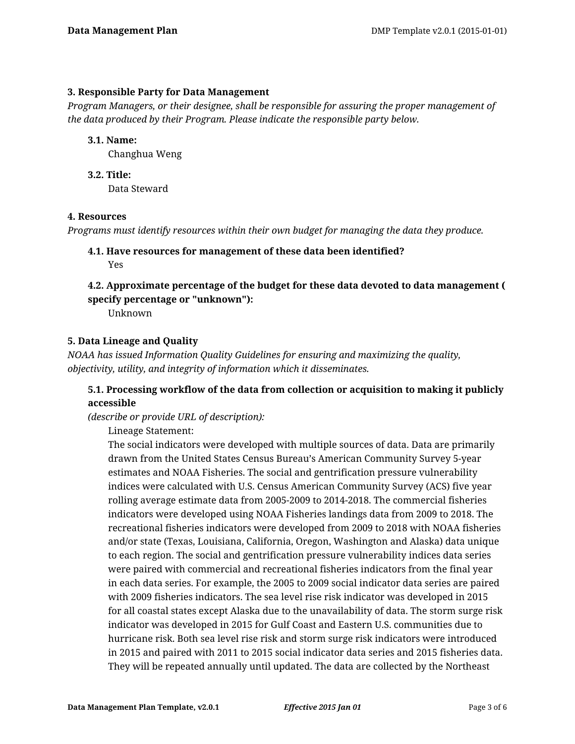### 3. Responsible Party for Data Management

*Program Managers, or their designee, shall be responsible for assuring the proper management of the data produced by their Program. Please indicate the responsible party below.*

**3.1. Name:**

Changhua Weng

**3.2. Title:**

Data Steward

### 4. Resources

*Programs must identify resources within their own budget for managing the data they produce.*

**4.1. Have resources for management of these data been identified?**

Yes

**4.2. Approximate percentage of the budget for these data devoted to data management ( specify percentage or "unknown"):**

Unknown

### 5. Data Lineage and Quality

*NOAA has issued Information Quality Guidelines for ensuring and maximizing the quality, objectivity, utility, and integrity of information which it disseminates.*

**5.1. Processing workflow of the data from collection or acquisition to making it publicly accessible**

*(describe or provide URL of description):*

Lineage Statement:

The social indicators were developed with multiple sources of data. Data are primarily drawn from the United States Census Bureau's American Community Survey 5-year estimates and NOAA Fisheries. The social and gentrification pressure vulnerability indices were calculated with U.S. Census American Community Survey (ACS) five year rolling average estimate data from 2005-2009 to 2014-2018. The commercial fisheries indicators were developed using NOAA Fisheries landings data from 2009 to 2018. The recreational fisheries indicators were developed from 2009 to 2018 with NOAA fisheries and/or state (Texas, Louisiana, California, Oregon, Washington and Alaska) data unique to each region. The social and gentrification pressure vulnerability indices data series were paired with commercial and recreational fisheries indicators from the final year in each data series. For example, the 2005 to 2009 social indicator data series are paired with 2009 fisheries indicators. The sea level rise risk indicator was developed in 2015 for all coastal states except Alaska due to the unavailability of data. The storm surge risk indicator was developed in 2015 for Gulf Coast and Eastern U.S. communities due to hurricane risk. Both sea level rise risk and storm surge risk indicators were introduced in 2015 and paired with 2011 to 2015 social indicator data series and 2015 fisheries data. They will be repeated annually until updated. The data are collected by the Northeast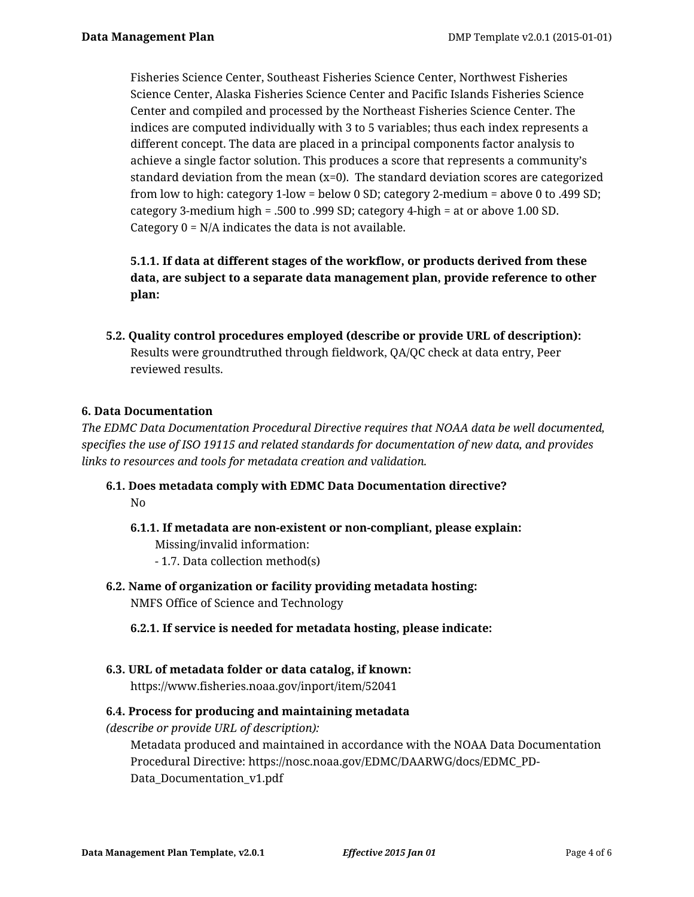Fisheries Science Center, Southeast Fisheries Science Center, Northwest Fisheries Science Center, Alaska Fisheries Science Center and Pacific Islands Fisheries Science Center and compiled and processed by the Northeast Fisheries Science Center. The indices are computed individually with 3 to 5 variables; thus each index represents a different concept. The data are placed in a principal components factor analysis to achieve a single factor solution. This produces a score that represents a community's standard deviation from the mean (x=0). The standard deviation scores are categorized from low to high: category 1-low = below 0 SD; category 2-medium = above 0 to .499 SD; category 3-medium high = .500 to .999 SD; category 4-high = at or above 1.00 SD. Category 0 = N/A indicates the data is not available.

**5.1.1. If data at different stages of the workflow, or products derived from these data, are subject to a separate data management plan, provide reference to other plan:**

**5.2. Quality control procedures employed (describe or provide URL of description):**
Results were groundtruthed through fieldwork, QA/QC check at data entry, Peer reviewed results.

### 6. Data Documentation

*The EDMC Data Documentation Procedural Directive requires that NOAA data be well documented, specifies the use of ISO 19115 and related standards for documentation of new data, and provides links to resources and tools for metadata creation and validation.*

**6.1. Does metadata comply with EDMC Data Documentation directive?**
No

**6.1.1. If metadata are non-existent or non-compliant, please explain:**
Missing/invalid information:
- 1.7. Data collection method(s)

**6.2. Name of organization or facility providing metadata hosting:**
NMFS Office of Science and Technology

**6.2.1. If service is needed for metadata hosting, please indicate:**

**6.3. URL of metadata folder or data catalog, if known:**
https://www.fisheries.noaa.gov/inport/item/52041

**6.4. Process for producing and maintaining metadata**
*(describe or provide URL of description):*
Metadata produced and maintained in accordance with the NOAA Data Documentation Procedural Directive: https://nosc.noaa.gov/EDMC/DAARWG/docs/EDMC_PD-Data_Documentation_v1.pdf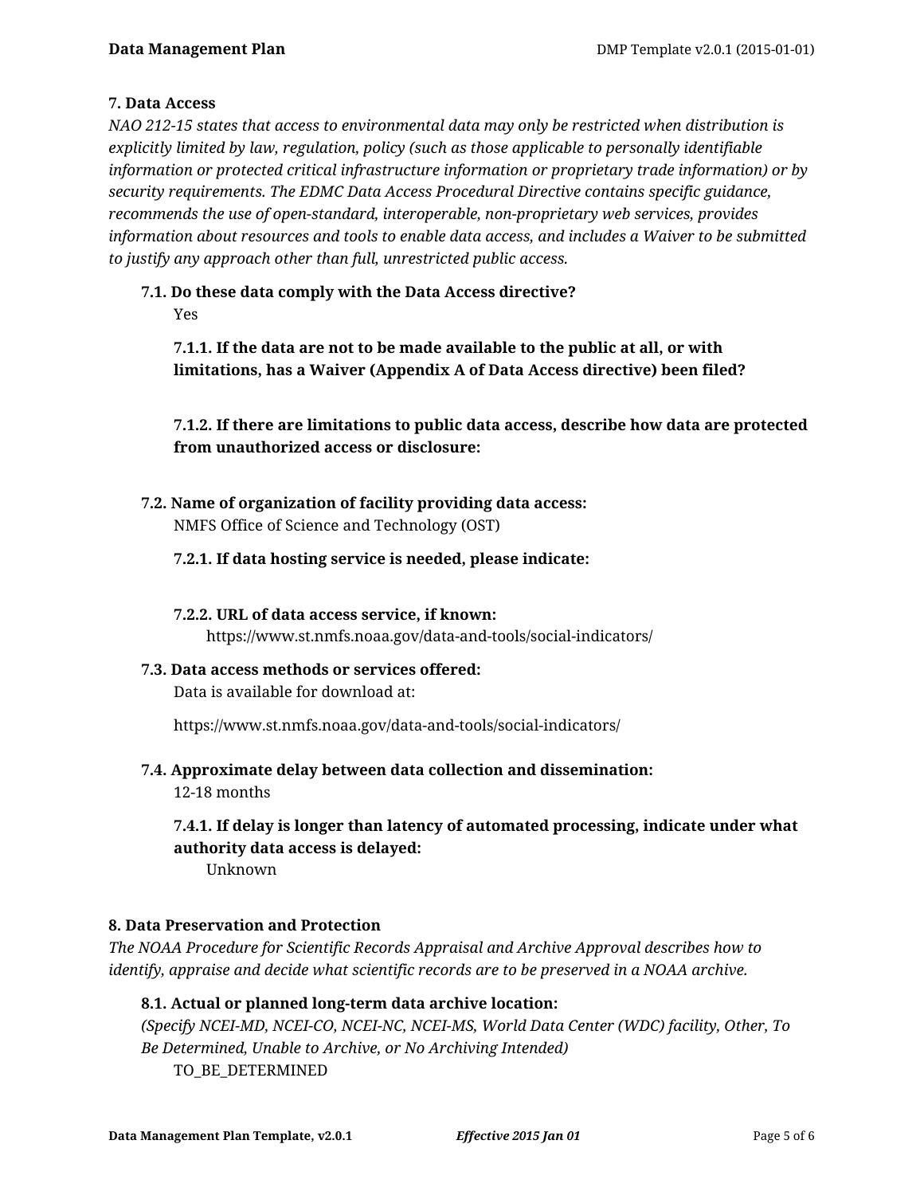### 7. Data Access

*NAO 212-15 states that access to environmental data may only be restricted when distribution is explicitly limited by law, regulation, policy (such as those applicable to personally identifiable information or protected critical infrastructure information or proprietary trade information) or by security requirements. The EDMC Data Access Procedural Directive contains specific guidance, recommends the use of open-standard, interoperable, non-proprietary web services, provides information about resources and tools to enable data access, and includes a Waiver to be submitted to justify any approach other than full, unrestricted public access.*

**7.1. Do these data comply with the Data Access directive?**

Yes

**7.1.1. If the data are not to be made available to the public at all, or with limitations, has a Waiver (Appendix A of Data Access directive) been filed?**

**7.1.2. If there are limitations to public data access, describe how data are protected from unauthorized access or disclosure:**

**7.2. Name of organization of facility providing data access:**

NMFS Office of Science and Technology (OST)

**7.2.1. If data hosting service is needed, please indicate:**

**7.2.2. URL of data access service, if known:**

https://www.st.nmfs.noaa.gov/data-and-tools/social-indicators/

**7.3. Data access methods or services offered:**

Data is available for download at:

https://www.st.nmfs.noaa.gov/data-and-tools/social-indicators/

**7.4. Approximate delay between data collection and dissemination:**

12-18 months

**7.4.1. If delay is longer than latency of automated processing, indicate under what authority data access is delayed:**

Unknown

### 8. Data Preservation and Protection

*The NOAA Procedure for Scientific Records Appraisal and Archive Approval describes how to identify, appraise and decide what scientific records are to be preserved in a NOAA archive.*

**8.1. Actual or planned long-term data archive location:**

*(Specify NCEI-MD, NCEI-CO, NCEI-NC, NCEI-MS, World Data Center (WDC) facility, Other, To Be Determined, Unable to Archive, or No Archiving Intended)*

TO_BE_DETERMINED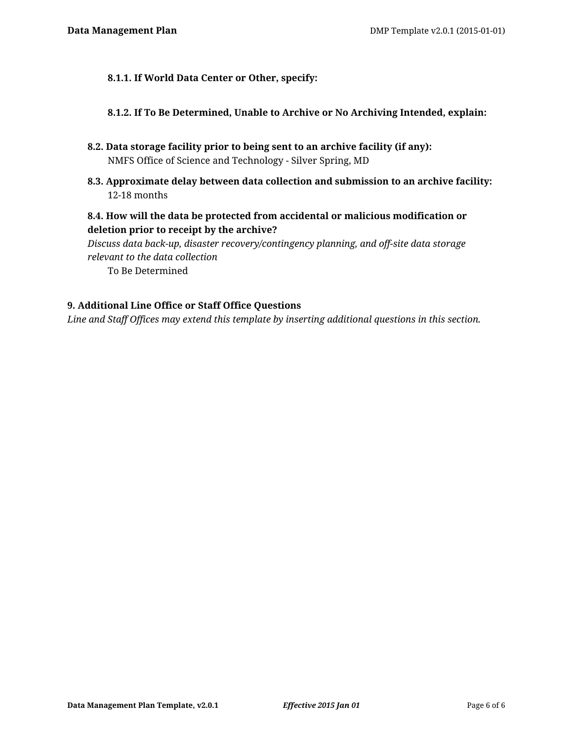#### 8.1.1. If World Data Center or Other, specify:

#### 8.1.2. If To Be Determined, Unable to Archive or No Archiving Intended, explain:

### 8.2. Data storage facility prior to being sent to an archive facility (if any):

NMFS Office of Science and Technology - Silver Spring, MD

### 8.3. Approximate delay between data collection and submission to an archive facility:

12-18 months

### 8.4. How will the data be protected from accidental or malicious modification or deletion prior to receipt by the archive?

*Discuss data back-up, disaster recovery/contingency planning, and off-site data storage relevant to the data collection*

To Be Determined

## 9. Additional Line Office or Staff Office Questions

*Line and Staff Offices may extend this template by inserting additional questions in this section.*